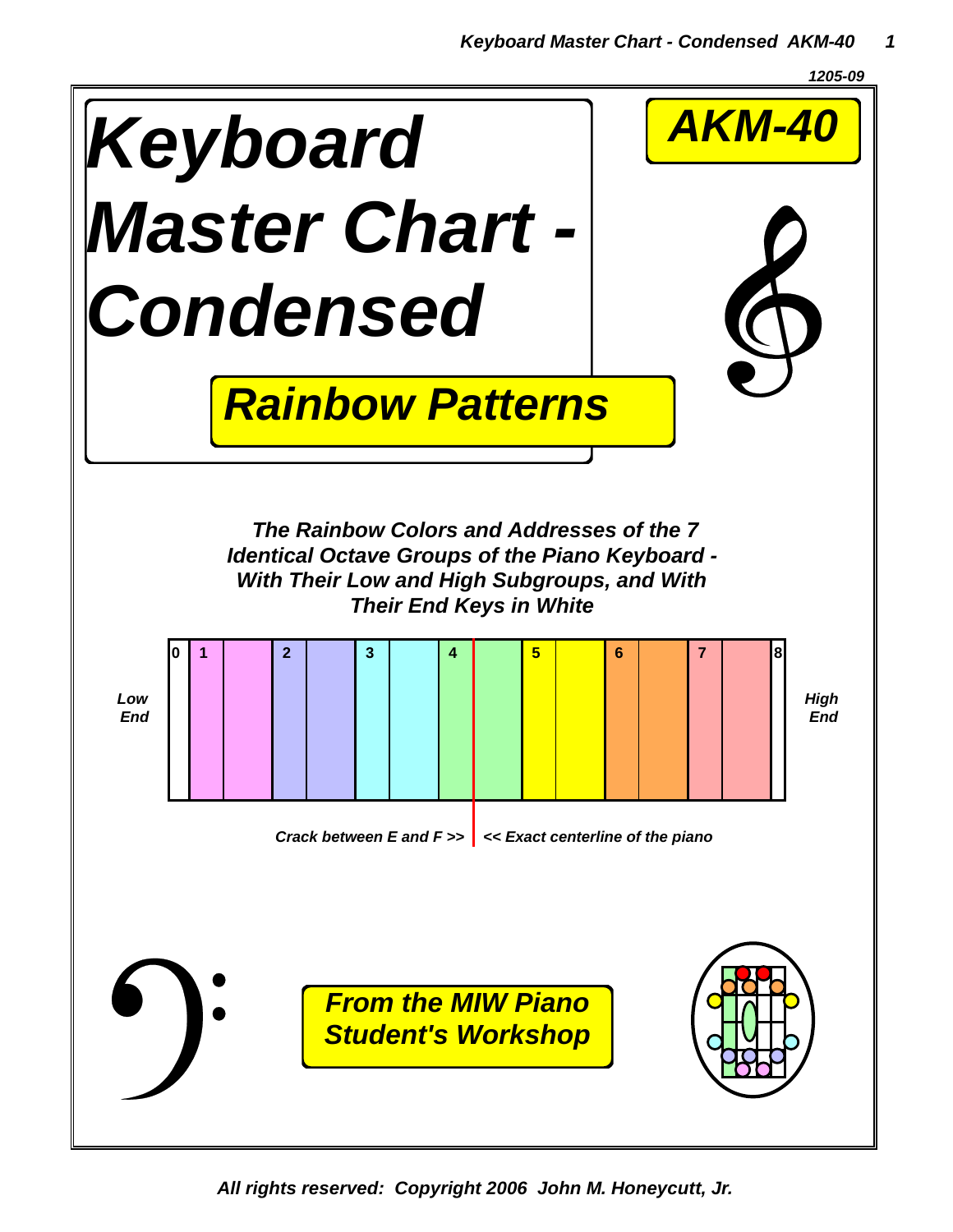1205-09

# Keyboard Master Chart - Condensed

## AKM-40

## Rainbow Patterns

***The Rainbow Colors and Addresses of the 7 Identical Octave Groups of the Piano Keyboard - With Their Low and High Subgroups, and With Their End Keys in White***

*Low End*

0 1 2 3 4 5 6 7 8

*High End*

*Crack between E and F >> << Exact centerline of the piano*

***From the MIW Piano Student's Workshop***

*All rights reserved: Copyright 2006 John M. Honeycutt, Jr.*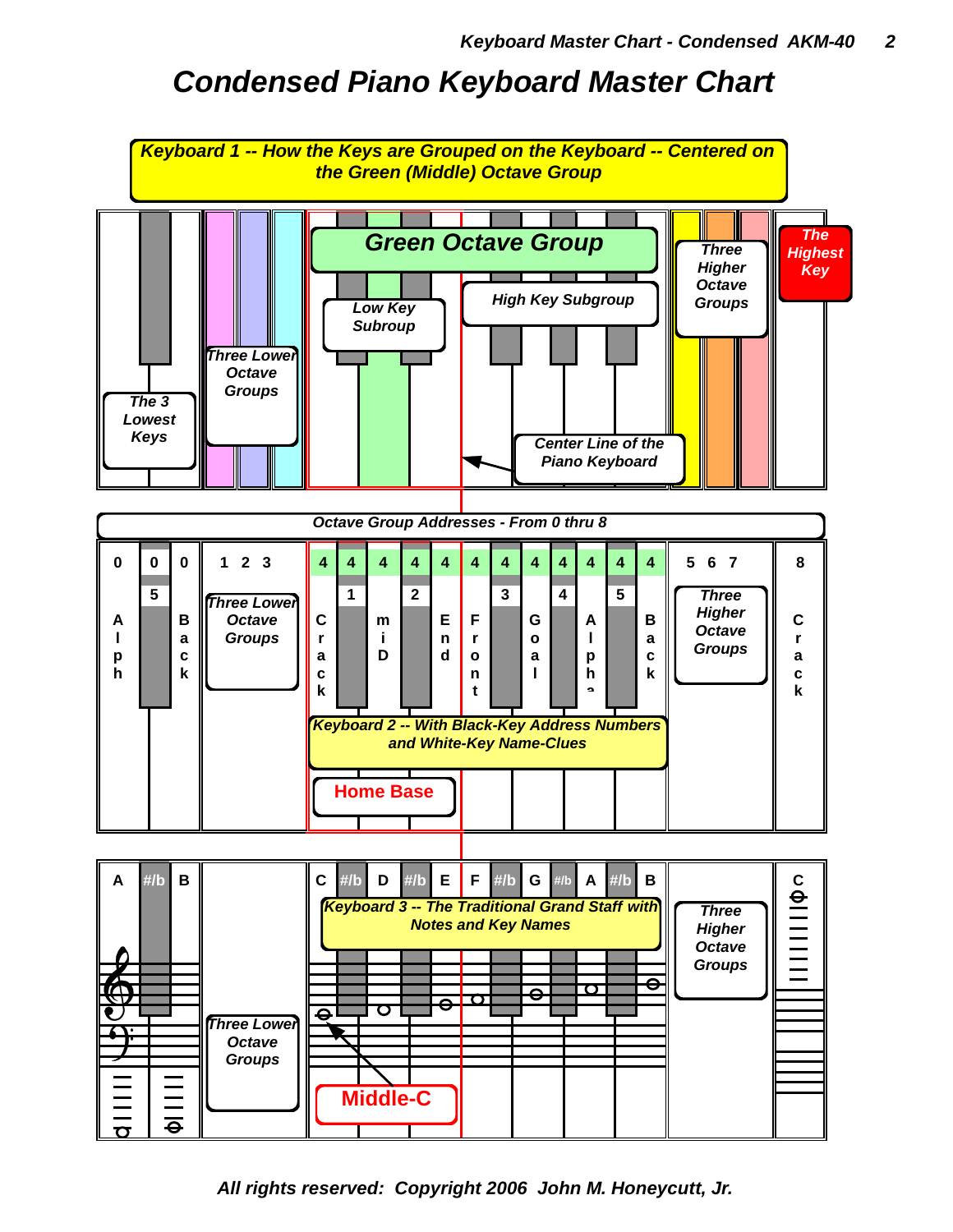# Condensed Piano Keyboard Master Chart

**Keyboard 1 -- How the Keys are Grouped on the Keyboard -- Centered on the Green (Middle) Octave Group**

The 3 Lowest Keys

Three Lower Octave Groups

Green Octave Group

Low Key Subroup

High Key Subgroup

Three Higher Octave Groups

The Highest Key

Center Line of the Piano Keyboard

**Octave Group Addresses - From 0 thru 8**

0 0 0 5

A l p h | B a c k

1 2 3

Three Lower Octave Groups

4 4 4 4 4 4 4 4 4 4 4 4

1 2 3 4 5

C r a c k | m i D | E n d | F r o n t | G o a l | A l p h a | B a c k

5 6 7

Three Higher Octave Groups

8

C r a c k

**Keyboard 2 -- With Black-Key Address Numbers and White-Key Name-Clues**

Home Base

A #/b B

Three Lower Octave Groups

C #/b D #/b E F #/b G #/b A #/b B

**Keyboard 3 -- The Traditional Grand Staff with Notes and Key Names**

Three Higher Octave Groups

C

Middle-C

All rights reserved: Copyright 2006 John M. Honeycutt, Jr.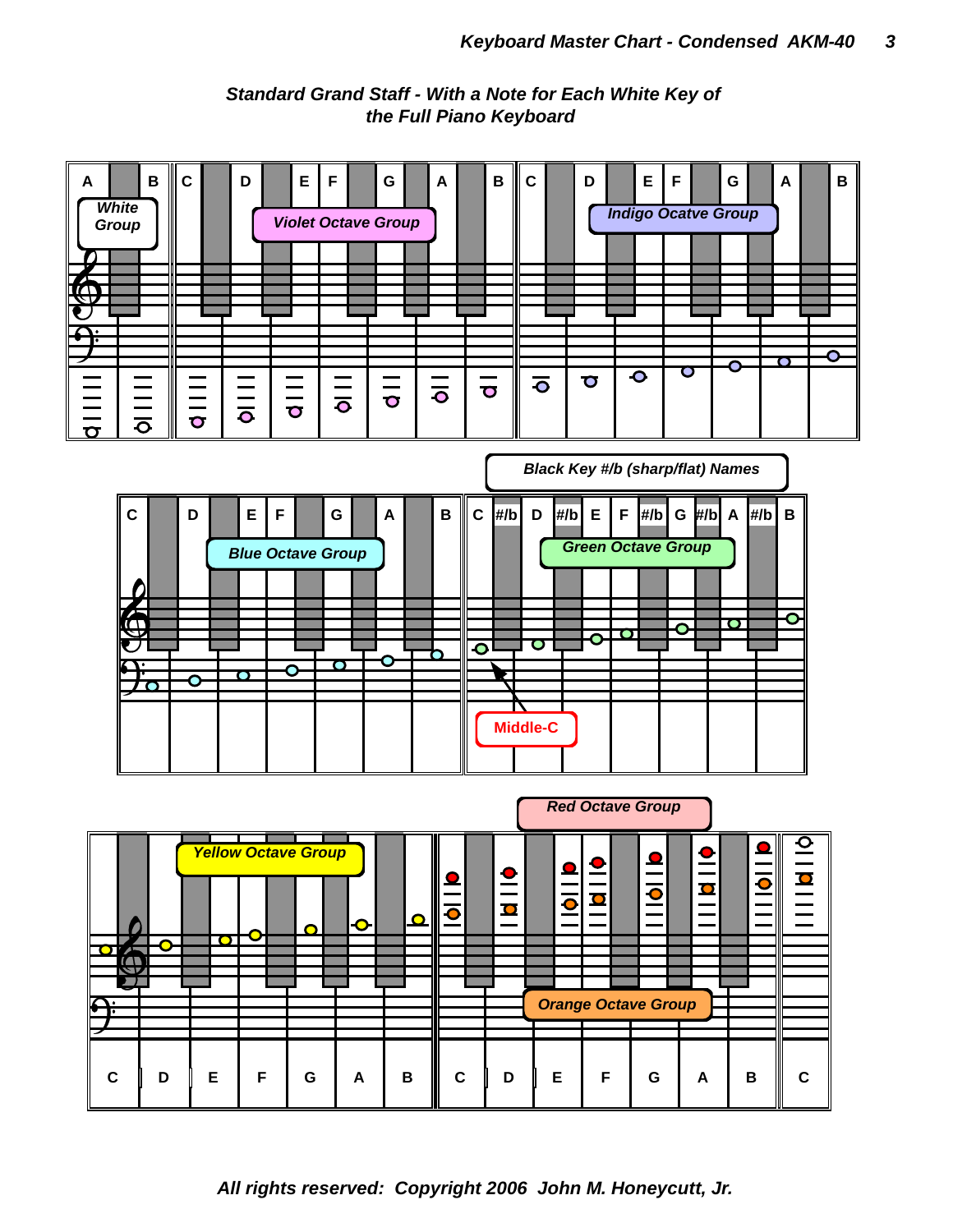## Standard Grand Staff - With a Note for Each White Key of the Full Piano Keyboard

A B C D E F G A B C D E F G A B

White Group

Violet Octave Group

Indigo Ocatve Group

C D E F G A B

Blue Octave Group

Black Key #/b (sharp/flat) Names

C #/b D #/b E F #/b G #/b A #/b B

Green Octave Group

Middle-C

Red Octave Group

Yellow Octave Group

Orange Octave Group

C D E F G A B C D E F G A B C

*All rights reserved: Copyright 2006 John M. Honeycutt, Jr.*